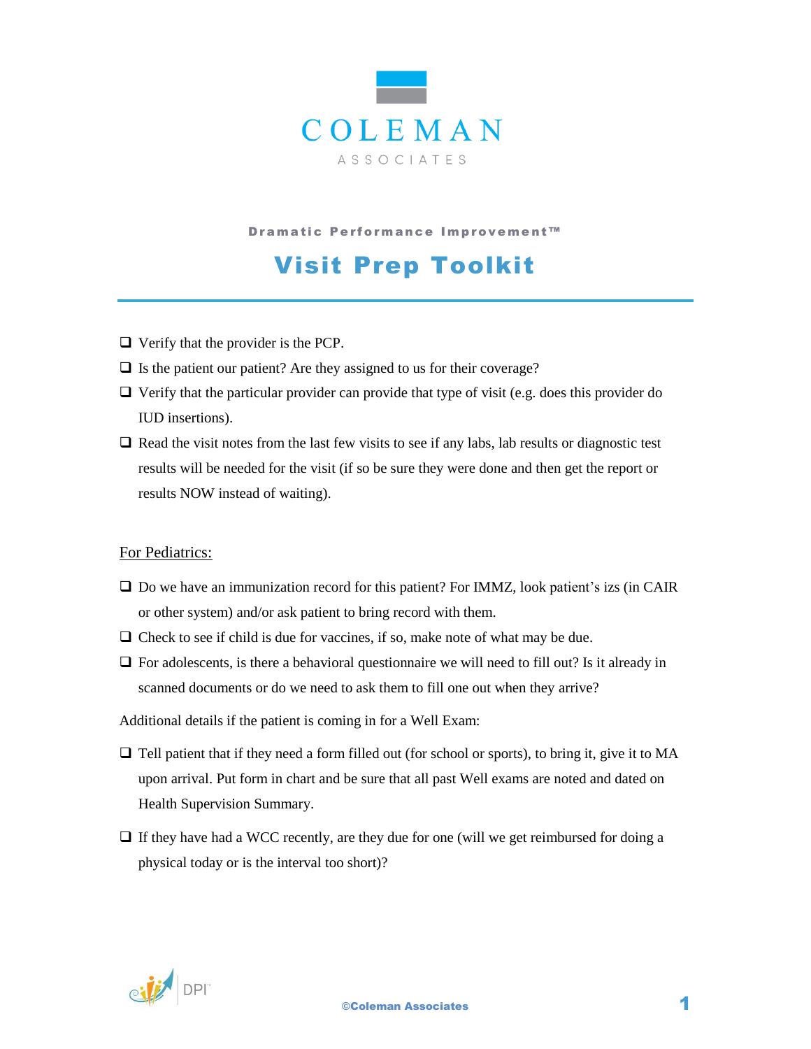# COLEMAN

ASSOCIATES

**Dramatic Performance Improvement™**

## Visit Prep Toolkit

- ☐ Verify that the provider is the PCP.
- ☐ Is the patient our patient? Are they assigned to us for their coverage?
- ☐ Verify that the particular provider can provide that type of visit (e.g. does this provider do IUD insertions).
- ☐ Read the visit notes from the last few visits to see if any labs, lab results or diagnostic test results will be needed for the visit (if so be sure they were done and then get the report or results NOW instead of waiting).

<u>For Pediatrics:</u>

- ☐ Do we have an immunization record for this patient? For IMMZ, look patient's izs (in CAIR or other system) and/or ask patient to bring record with them.
- ☐ Check to see if child is due for vaccines, if so, make note of what may be due.
- ☐ For adolescents, is there a behavioral questionnaire we will need to fill out? Is it already in scanned documents or do we need to ask them to fill one out when they arrive?

Additional details if the patient is coming in for a Well Exam:

- ☐ Tell patient that if they need a form filled out (for school or sports), to bring it, give it to MA upon arrival. Put form in chart and be sure that all past Well exams are noted and dated on Health Supervision Summary.
- ☐ If they have had a WCC recently, are they due for one (will we get reimbursed for doing a physical today or is the interval too short)?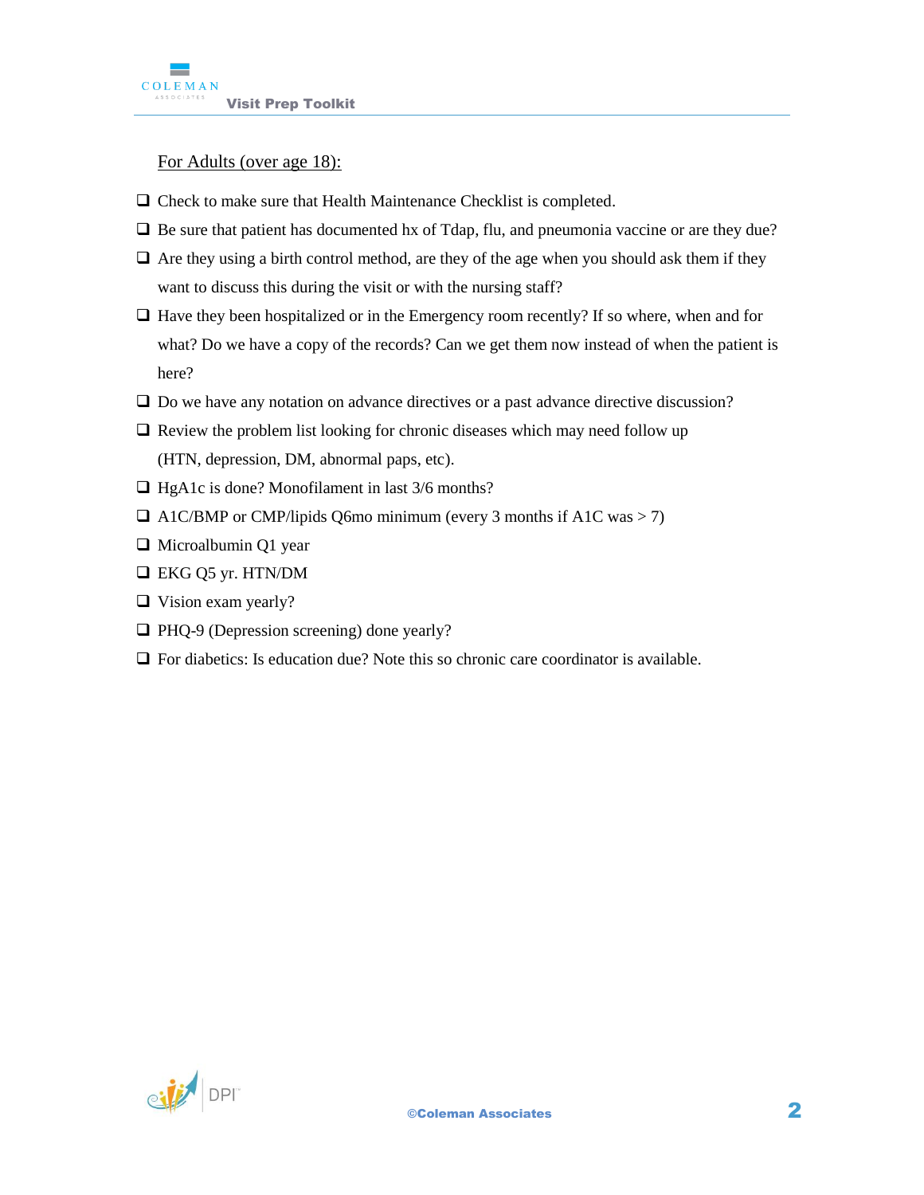For Adults (over age 18):

- [ ] Check to make sure that Health Maintenance Checklist is completed.
- [ ] Be sure that patient has documented hx of Tdap, flu, and pneumonia vaccine or are they due?
- [ ] Are they using a birth control method, are they of the age when you should ask them if they want to discuss this during the visit or with the nursing staff?
- [ ] Have they been hospitalized or in the Emergency room recently? If so where, when and for what? Do we have a copy of the records? Can we get them now instead of when the patient is here?
- [ ] Do we have any notation on advance directives or a past advance directive discussion?
- [ ] Review the problem list looking for chronic diseases which may need follow up (HTN, depression, DM, abnormal paps, etc).
- [ ] HgA1c is done? Monofilament in last 3/6 months?
- [ ] A1C/BMP or CMP/lipids Q6mo minimum (every 3 months if A1C was > 7)
- [ ] Microalbumin Q1 year
- [ ] EKG Q5 yr. HTN/DM
- [ ] Vision exam yearly?
- [ ] PHQ-9 (Depression screening) done yearly?
- [ ] For diabetics: Is education due? Note this so chronic care coordinator is available.